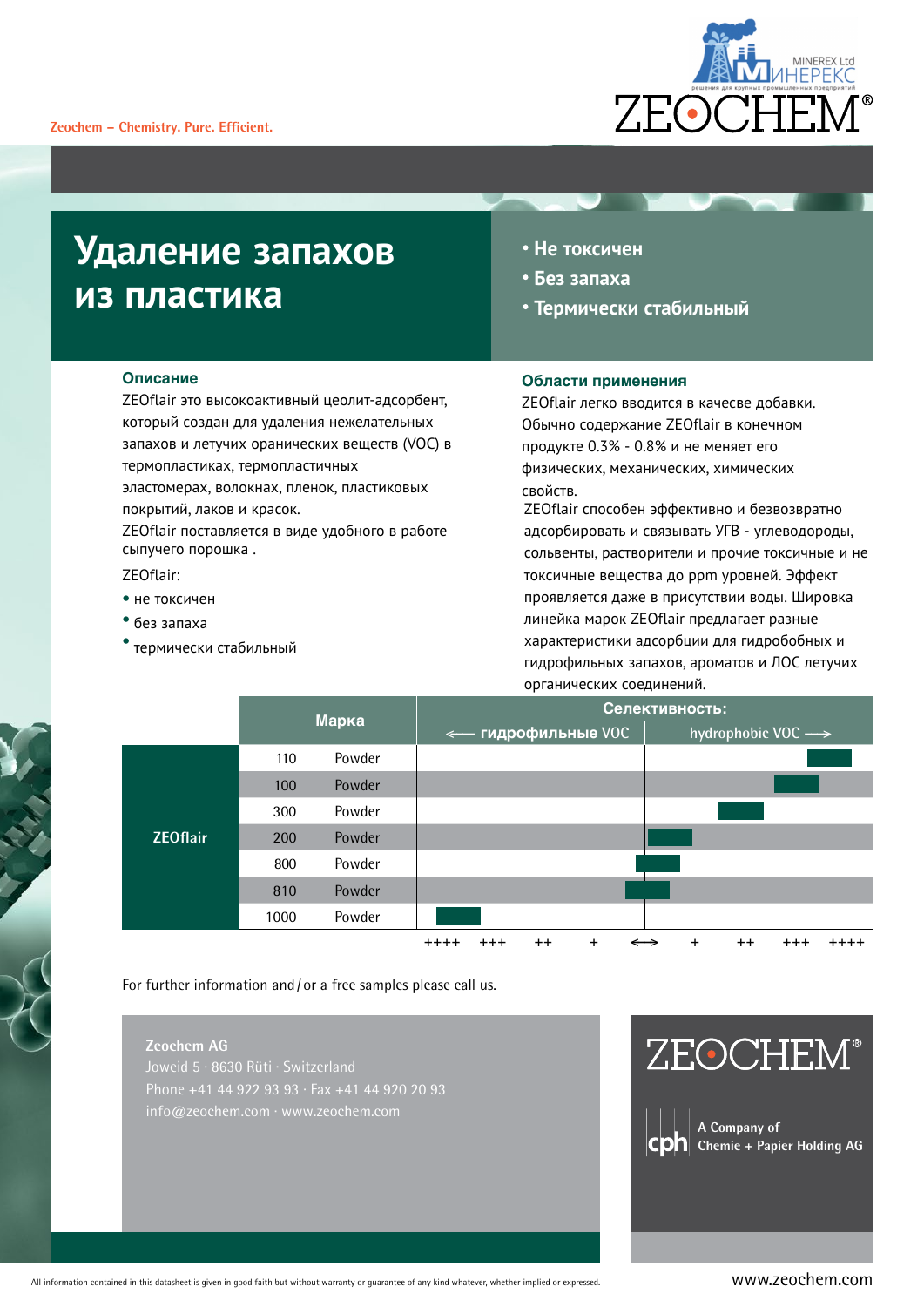Zeochem – Chemistry. Pure. Efficient.

MINEREX Ltd МИНЕРЕКС
решения для крупных промышленных предприятий

ZEOCHEM®

# Удаление запахов из пластика

- Не токсичен
- Без запаха
- Термически стабильный

## Описание

ZEOflair это высокоактивный цеолит-адсорбент, который создан для удаления нежелательных запахов и летучих ораничеcких веществ (VOC) в термопластиках, термопластичных эластомерах, волокнах, пленок, пластиковых покрытий, лаков и красок.

ZEOflair поставляется в виде удобного в работе сыпучего порошка .

ZEOflair:

- не токсичен
- без запаха
- термически стабильный

## Области применения

ZEOflair легко вводится в качесве добавки. Обычно содержание ZEOflair в конечном продукте 0.3% - 0.8% и не меняет его физических, механических, химических свойств.

ZEOflair способен эффективно и безвозвратно адсорбировать и связывать УГВ - углеводороды, сольвенты, растворители и прочие токсичные и не токсичные вещества до ppm уровней. Эффект проявляется даже в присутствии воды. Шировка линейка марок ZEOflair предлагает разные характеристики адсорбции для гидробобных и гидрофильных запахов, ароматов и ЛОС летучих органических соединений.

| | Марка | | Селективность: ⟵ гидрофильные VOC | Селективность: hydrophobic VOC ⟶ |
|---|---|---|---|---|
| ZEOflair | 110 | Powder | | ++++ |
| | 100 | Powder | | +++ |
| | 300 | Powder | | ++ |
| | 200 | Powder | | ⟷ / + |
| | 800 | Powder | ⟷ | ⟷ |
| | 810 | Powder | ⟷ / + | |
| | 1000 | Powder | ++++ | |

Шкала: ++++ +++ ++ + ⟷ + ++ +++ ++++

For further information and / or a free samples please call us.

**Zeochem AG**
Joweid 5 · 8630 Rüti · Switzerland
Phone +41 44 922 93 93 · Fax +41 44 920 20 93
info@zeochem.com · www.zeochem.com

ZEOCHEM®

cph A Company of Chemie + Papier Holding AG

All information contained in this datasheet is given in good faith but without warranty or guarantee of any kind whatever, whether implied or expressed.

www.zeochem.com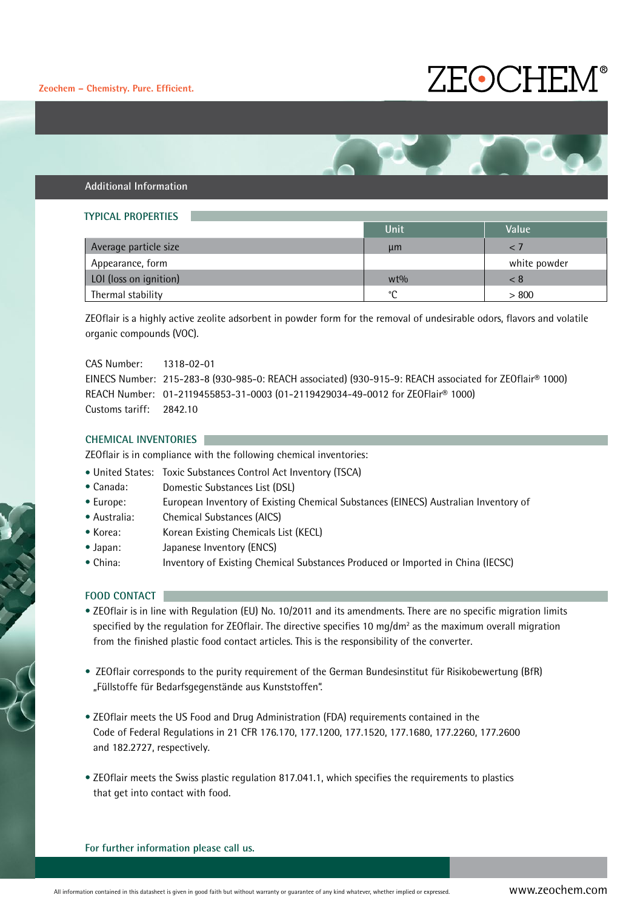Zeochem – Chemistry. Pure. Efficient.

ZEOCHEM®

## Additional Information

### TYPICAL PROPERTIES

| | Unit | Value |
|---|---|---|
| Average particle size | µm | < 7 |
| Appearance, form | | white powder |
| LOI (loss on ignition) | wt% | < 8 |
| Thermal stability | °C | > 800 |

ZEOflair is a highly active zeolite adsorbent in powder form for the removal of undesirable odors, flavors and volatile organic compounds (VOC).

CAS Number: 1318-02-01
EINECS Number: 215-283-8 (930-985-0: REACH associated) (930-915-9: REACH associated for ZEOflair® 1000)
REACH Number: 01-2119455853-31-0003 (01-2119429034-49-0012 for ZEOFlair® 1000)
Customs tariff: 2842.10

### CHEMICAL INVENTORIES

ZEOflair is in compliance with the following chemical inventories:

- United States: Toxic Substances Control Act Inventory (TSCA)
- Canada: Domestic Substances List (DSL)
- Europe: European Inventory of Existing Chemical Substances (EINECS) Australian Inventory of
- Australia: Chemical Substances (AICS)
- Korea: Korean Existing Chemicals List (KECL)
- Japan: Japanese Inventory (ENCS)
- China: Inventory of Existing Chemical Substances Produced or Imported in China (IECSC)

### FOOD CONTACT

- ZEOflair is in line with Regulation (EU) No. 10/2011 and its amendments. There are no specific migration limits specified by the regulation for ZEOflair. The directive specifies 10 mg/dm² as the maximum overall migration from the finished plastic food contact articles. This is the responsibility of the converter.

- ZEOflair corresponds to the purity requirement of the German Bundesinstitut für Risikobewertung (BfR) „Füllstoffe für Bedarfsgegenstände aus Kunststoffen".

- ZEOflair meets the US Food and Drug Administration (FDA) requirements contained in the Code of Federal Regulations in 21 CFR 176.170, 177.1200, 177.1520, 177.1680, 177.2260, 177.2600 and 182.2727, respectively.

- ZEOflair meets the Swiss plastic regulation 817.041.1, which specifies the requirements to plastics that get into contact with food.

**For further information please call us.**

All information contained in this datasheet is given in good faith but without warranty or guarantee of any kind whatever, whether implied or expressed.

www.zeochem.com